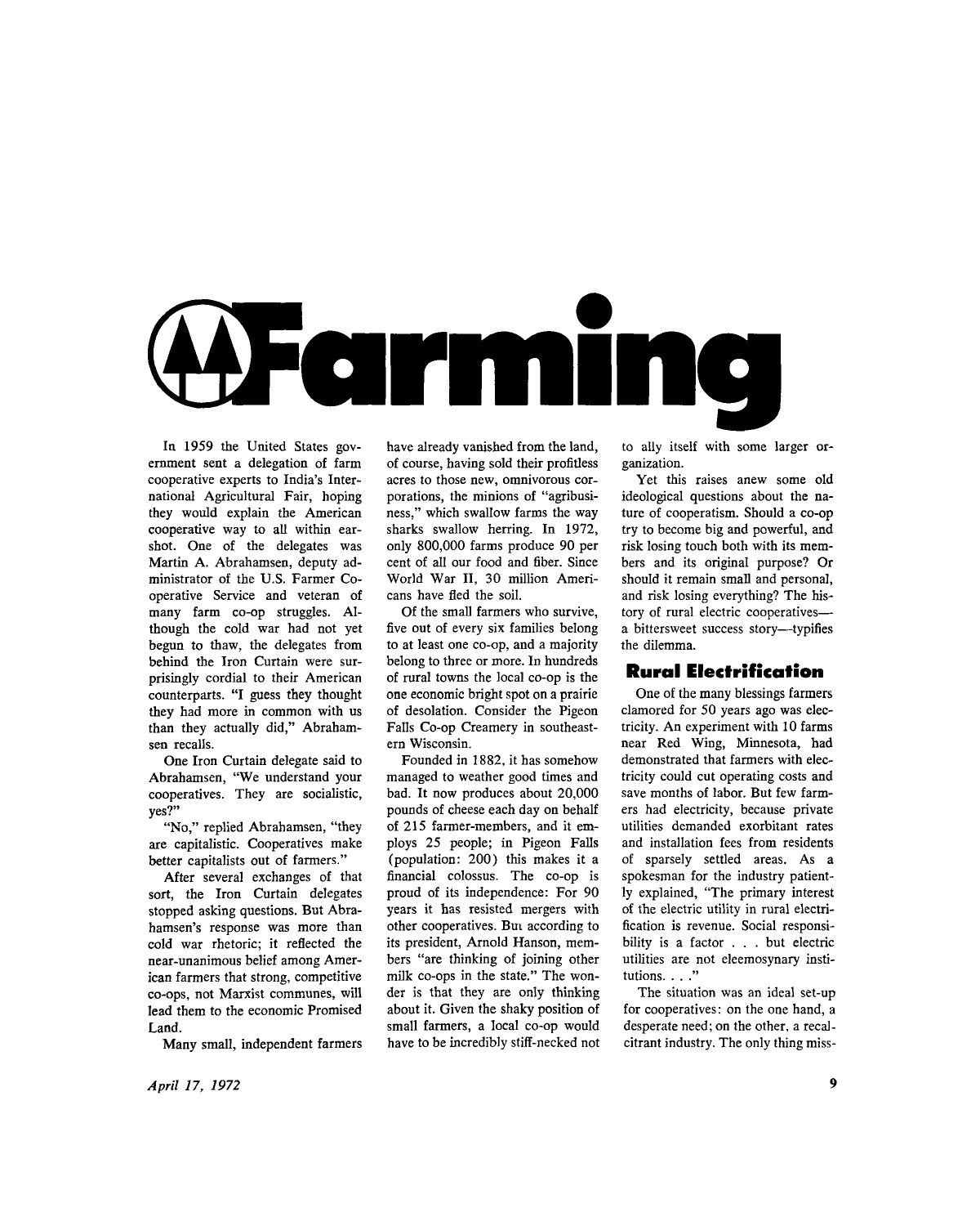# Farming

In 1959 the United States government sent a delegation of farm cooperative experts to India's International Agricultural Fair, hoping they would explain the American cooperative way to all within earshot. One of the delegates was Martin A. Abrahamsen, deputy administrator of the U.S. Farmer Cooperative Service and veteran of many farm co-op struggles. Although the cold war had not yet begun to thaw, the delegates from behind the Iron Curtain were surprisingly cordial to their American counterparts. "I guess they thought they had more in common with us than they actually did," Abrahamsen recalls.

One Iron Curtain delegate said to Abrahamsen, "We understand your cooperatives. They are socialistic, yes?"

"No," replied Abrahamsen, "they are capitalistic. Cooperatives make better capitalists out of farmers."

After several exchanges of that sort, the Iron Curtain delegates stopped asking questions. But Abrahamsen's response was more than cold war rhetoric; it reflected the near-unanimous belief among American farmers that strong, competitive co-ops, not Marxist communes, will lead them to the economic Promised Land.

Many small, independent farmers have already vanished from the land, of course, having sold their profitless acres to those new, omnivorous corporations, the minions of "agribusiness," which swallow farms the way sharks swallow herring. In 1972, only 800,000 farms produce 90 per cent of all our food and fiber. Since World War II, 30 million Americans have fled the soil.

Of the small farmers who survive, five out of every six families belong to at least one co-op, and a majority belong to three or more. In hundreds of rural towns the local co-op is the one economic bright spot on a prairie of desolation. Consider the Pigeon Falls Co-op Creamery in southeastern Wisconsin.

Founded in 1882, it has somehow managed to weather good times and bad. It now produces about 20,000 pounds of cheese each day on behalf of 215 farmer-members, and it employs 25 people; in Pigeon Falls (population: 200) this makes it a financial colossus. The co-op is proud of its independence: For 90 years it has resisted mergers with other cooperatives. But according to its president, Arnold Hanson, members "are thinking of joining other milk co-ops in the state." The wonder is that they are only thinking about it. Given the shaky position of small farmers, a local co-op would have to be incredibly stiff-necked not to ally itself with some larger organization.

Yet this raises anew some old ideological questions about the nature of cooperatism. Should a co-op try to become big and powerful, and risk losing touch both with its members and its original purpose? Or should it remain small and personal, and risk losing everything? The history of rural electric cooperatives—a bittersweet success story—typifies the dilemma.

## Rural Electrification

One of the many blessings farmers clamored for 50 years ago was electricity. An experiment with 10 farms near Red Wing, Minnesota, had demonstrated that farmers with electricity could cut operating costs and save months of labor. But few farmers had electricity, because private utilities demanded exorbitant rates and installation fees from residents of sparsely settled areas. As a spokesman for the industry patiently explained, "The primary interest of the electric utility in rural electrification is revenue. Social responsibility is a factor . . . but electric utilities are not eleemosynary institutions. . . ."

The situation was an ideal set-up for cooperatives: on the one hand, a desperate need; on the other, a recalcitrant industry. The only thing miss-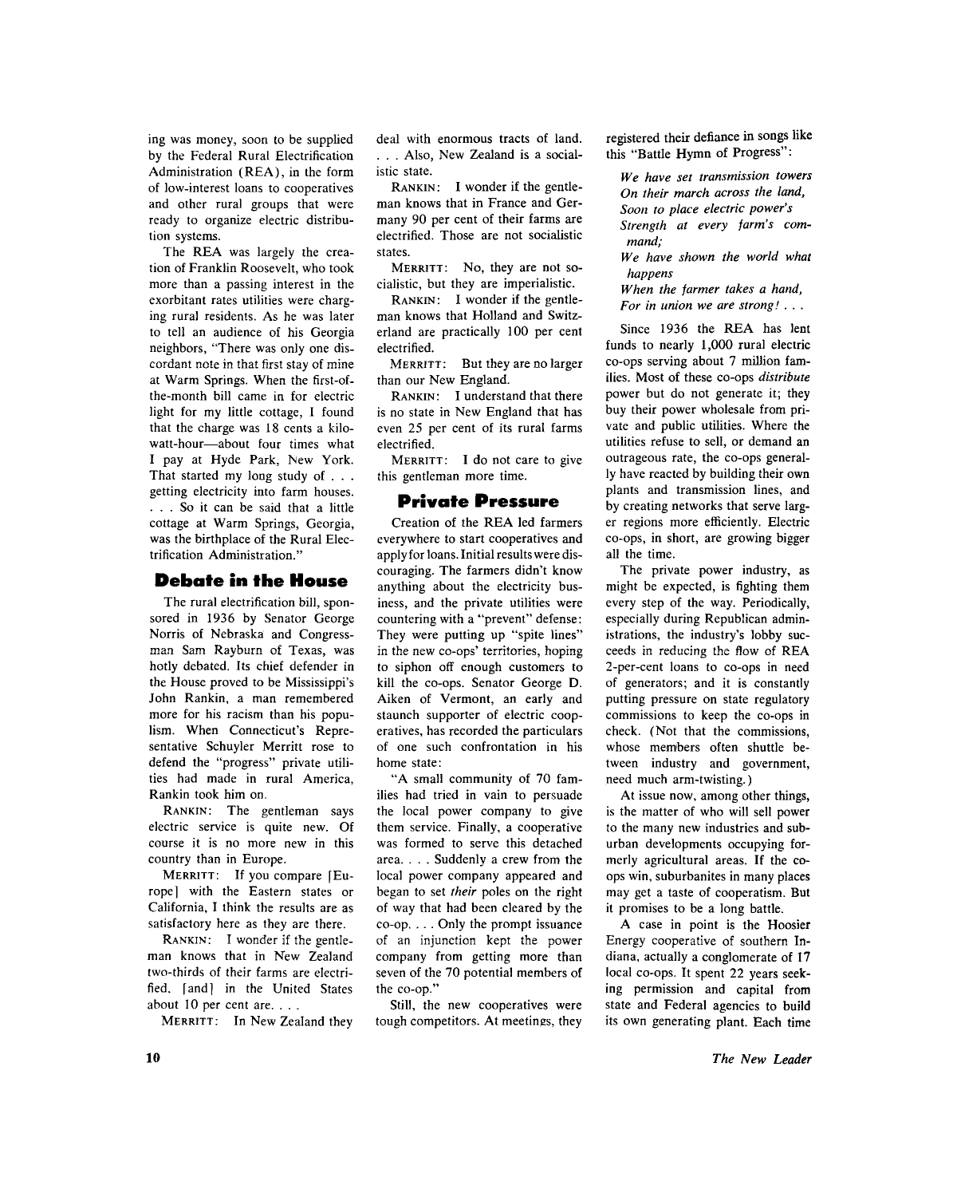ing was money, soon to be supplied by the Federal Rural Electrification Administration (REA), in the form of low-interest loans to cooperatives and other rural groups that were ready to organize electric distribution systems.

The REA was largely the creation of Franklin Roosevelt, who took more than a passing interest in the exorbitant rates utilities were charging rural residents. As he was later to tell an audience of his Georgia neighbors, "There was only one discordant note in that first stay of mine at Warm Springs. When the first-of-the-month bill came in for electric light for my little cottage, I found that the charge was 18 cents a kilowatt-hour—about four times what I pay at Hyde Park, New York. That started my long study of . . . getting electricity into farm houses. . . . So it can be said that a little cottage at Warm Springs, Georgia, was the birthplace of the Rural Electrification Administration."

## Debate in the House

The rural electrification bill, sponsored in 1936 by Senator George Norris of Nebraska and Congressman Sam Rayburn of Texas, was hotly debated. Its chief defender in the House proved to be Mississippi's John Rankin, a man remembered more for his racism than his populism. When Connecticut's Representative Schuyler Merritt rose to defend the "progress" private utilities had made in rural America, Rankin took him on.

RANKIN: The gentleman says electric service is quite new. Of course it is no more new in this country than in Europe.

MERRITT: If you compare [Europe] with the Eastern states or California, I think the results are as satisfactory here as they are there.

RANKIN: I wonder if the gentleman knows that in New Zealand two-thirds of their farms are electrified, [and] in the United States about 10 per cent are. . . .

MERRITT: In New Zealand they deal with enormous tracts of land. . . . Also, New Zealand is a socialistic state.

RANKIN: I wonder if the gentleman knows that in France and Germany 90 per cent of their farms are electrified. Those are not socialistic states.

MERRITT: No, they are not socialistic, but they are imperialistic.

RANKIN: I wonder if the gentleman knows that Holland and Switzerland are practically 100 per cent electrified.

MERRITT: But they are no larger than our New England.

RANKIN: I understand that there is no state in New England that has even 25 per cent of its rural farms electrified.

MERRITT: I do not care to give this gentleman more time.

## Private Pressure

Creation of the REA led farmers everywhere to start cooperatives and apply for loans. Initial results were discouraging. The farmers didn't know anything about the electricity business, and the private utilities were countering with a "prevent" defense: They were putting up "spite lines" in the new co-ops' territories, hoping to siphon off enough customers to kill the co-ops. Senator George D. Aiken of Vermont, an early and staunch supporter of electric cooperatives, has recorded the particulars of one such confrontation in his home state:

"A small community of 70 families had tried in vain to persuade the local power company to give them service. Finally, a cooperative was formed to serve this detached area. . . . Suddenly a crew from the local power company appeared and began to set *their* poles on the right of way that had been cleared by the co-op. . . . Only the prompt issuance of an injunction kept the power company from getting more than seven of the 70 potential members of the co-op."

Still, the new cooperatives were tough competitors. At meetings, they registered their defiance in songs like this "Battle Hymn of Progress":

*We have set transmission towers*
*On their march across the land,*
*Soon to place electric power's*
*Strength at every farm's command;*
*We have shown the world what happens*
*When the farmer takes a hand,*
*For in union we are strong! . . .*

Since 1936 the REA has lent funds to nearly 1,000 rural electric co-ops serving about 7 million families. Most of these co-ops *distribute* power but do not generate it; they buy their power wholesale from private and public utilities. Where the utilities refuse to sell, or demand an outrageous rate, the co-ops generally have reacted by building their own plants and transmission lines, and by creating networks that serve larger regions more efficiently. Electric co-ops, in short, are growing bigger all the time.

The private power industry, as might be expected, is fighting them every step of the way. Periodically, especially during Republican administrations, the industry's lobby succeeds in reducing the flow of REA 2-per-cent loans to co-ops in need of generators; and it is constantly putting pressure on state regulatory commissions to keep the co-ops in check. (Not that the commissions, whose members often shuttle between industry and government, need much arm-twisting.)

At issue now, among other things, is the matter of who will sell power to the many new industries and suburban developments occupying formerly agricultural areas. If the co-ops win, suburbanites in many places may get a taste of cooperatism. But it promises to be a long battle.

A case in point is the Hoosier Energy cooperative of southern Indiana, actually a conglomerate of 17 local co-ops. It spent 22 years seeking permission and capital from state and Federal agencies to build its own generating plant. Each time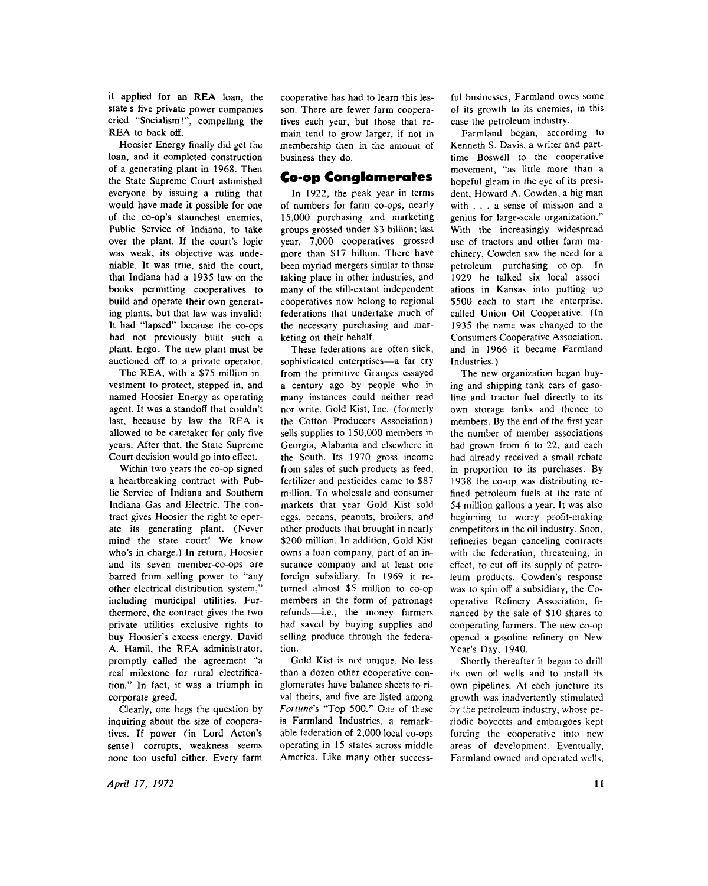it applied for an REA loan, the state s five private power companies cried "Socialism!", compelling the REA to back off.

Hoosier Energy finally did get the loan, and it completed construction of a generating plant in 1968. Then the State Supreme Court astonished everyone by issuing a ruling that would have made it possible for one of the co-op's staunchest enemies, Public Service of Indiana, to take over the plant. If the court's logic was weak, its objective was undeniable. It was true, said the court, that Indiana had a 1935 law on the books permitting cooperatives to build and operate their own generating plants, but that law was invalid: It had "lapsed" because the co-ops had not previously built such a plant. Ergo: The new plant must be auctioned off to a private operator.

The REA, with a $75 million investment to protect, stepped in, and named Hoosier Energy as operating agent. It was a standoff that couldn't last, because by law the REA is allowed to be caretaker for only five years. After that, the State Supreme Court decision would go into effect.

Within two years the co-op signed a heartbreaking contract with Public Service of Indiana and Southern Indiana Gas and Electric. The contract gives Hoosier the right to operate its generating plant. (Never mind the state court! We know who's in charge.) In return, Hoosier and its seven member-co-ops are barred from selling power to "any other electrical distribution system," including municipal utilities. Furthermore, the contract gives the two private utilities exclusive rights to buy Hoosier's excess energy. David A. Hamil, the REA administrator, promptly called the agreement "a real milestone for rural electrification." In fact, it was a triumph in corporate greed.

Clearly, one begs the question by inquiring about the size of cooperatives. If power (in Lord Acton's sense) corrupts, weakness seems none too useful either. Every farm cooperative has had to learn this lesson. There are fewer farm cooperatives each year, but those that remain tend to grow larger, if not in membership then in the amount of business they do.

## Co-op Conglomerates

In 1922, the peak year in terms of numbers for farm co-ops, nearly 15,000 purchasing and marketing groups grossed under $3 billion; last year, 7,000 cooperatives grossed more than $17 billion. There have been myriad mergers similar to those taking place in other industries, and many of the still-extant independent cooperatives now belong to regional federations that undertake much of the necessary purchasing and marketing on their behalf.

These federations are often slick, sophisticated enterprises—a far cry from the primitive Granges essayed a century ago by people who in many instances could neither read nor write. Gold Kist, Inc. (formerly the Cotton Producers Association) sells supplies to 150,000 members in Georgia, Alabama and elsewhere in the South. Its 1970 gross income from sales of such products as feed, fertilizer and pesticides came to $87 million. To wholesale and consumer markets that year Gold Kist sold eggs, pecans, peanuts, broilers, and other products that brought in nearly $200 million. In addition, Gold Kist owns a loan company, part of an insurance company and at least one foreign subsidiary. In 1969 it returned almost $5 million to co-op members in the form of patronage refunds—i.e., the money farmers had saved by buying supplies and selling produce through the federation.

Gold Kist is not unique. No less than a dozen other cooperative conglomerates have balance sheets to rival theirs, and five are listed among *Fortune*'s "Top 500." One of these is Farmland Industries, a remarkable federation of 2,000 local co-ops operating in 15 states across middle America. Like many other successful businesses, Farmland owes some of its growth to its enemies, in this case the petroleum industry.

Farmland began, according to Kenneth S. Davis, a writer and part-time Boswell to the cooperative movement, "as little more than a hopeful gleam in the eye of its president, Howard A. Cowden, a big man with . . . a sense of mission and a genius for large-scale organization." With the increasingly widespread use of tractors and other farm machinery, Cowden saw the need for a petroleum purchasing co-op. In 1929 he talked six local associations in Kansas into putting up $500 each to start the enterprise, called Union Oil Cooperative. (In 1935 the name was changed to the Consumers Cooperative Association, and in 1966 it became Farmland Industries.)

The new organization began buying and shipping tank cars of gasoline and tractor fuel directly to its own storage tanks and thence to members. By the end of the first year the number of member associations had grown from 6 to 22, and each had already received a small rebate in proportion to its purchases. By 1938 the co-op was distributing refined petroleum fuels at the rate of 54 million gallons a year. It was also beginning to worry profit-making competitors in the oil industry. Soon, refineries began canceling contracts with the federation, threatening, in effect, to cut off its supply of petroleum products. Cowden's response was to spin off a subsidiary, the Cooperative Refinery Association, financed by the sale of $10 shares to cooperating farmers. The new co-op opened a gasoline refinery on New Year's Day, 1940.

Shortly thereafter it began to drill its own oil wells and to install its own pipelines. At each juncture its growth was inadvertently stimulated by the petroleum industry, whose periodic boycotts and embargoes kept forcing the cooperative into new areas of development. Eventually, Farmland owned and operated wells,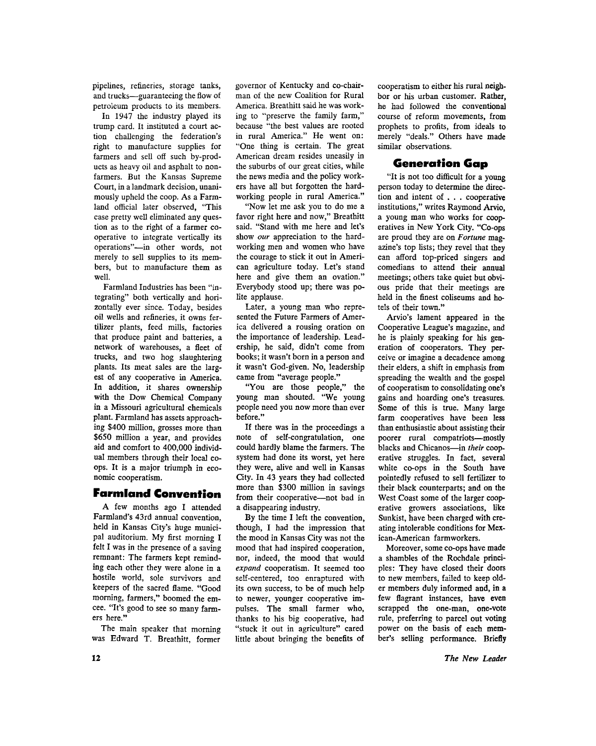pipelines, refineries, storage tanks, and trucks—guaranteeing the flow of petroleum products to its members.

In 1947 the industry played its trump card. It instituted a court action challenging the federation's right to manufacture supplies for farmers and sell off such by-products as heavy oil and asphalt to nonfarmers. But the Kansas Supreme Court, in a landmark decision, unanimously upheld the coop. As a Farmland official later observed, "This case pretty well eliminated any question as to the right of a farmer cooperative to integrate vertically its operations"—in other words, not merely to sell supplies to its members, but to manufacture them as well.

Farmland Industries has been "integrating" both vertically and horizontally ever since. Today, besides oil wells and refineries, it owns fertilizer plants, feed mills, factories that produce paint and batteries, a network of warehouses, a fleet of trucks, and two hog slaughtering plants. Its meat sales are the largest of any cooperative in America. In addition, it shares ownership with the Dow Chemical Company in a Missouri agricultural chemicals plant. Farmland has assets approaching $400 million, grosses more than $650 million a year, and provides aid and comfort to 400,000 individual members through their local coops. It is a major triumph in economic cooperatism.

## Farmland Convention

A few months ago I attended Farmland's 43rd annual convention, held in Kansas City's huge municipal auditorium. My first morning I felt I was in the presence of a saving remnant: The farmers kept reminding each other they were alone in a hostile world, sole survivors and keepers of the sacred flame. "Good morning, farmers," boomed the emcee. "It's good to see so many farmers here."

The main speaker that morning was Edward T. Breathitt, former governor of Kentucky and co-chairman of the new Coalition for Rural America. Breathitt said he was working to "preserve the family farm," because "the best values are rooted in rural America." He went on: "One thing is certain. The great American dream resides uneasily in the suburbs of our great cities, while the news media and the policy workers have all but forgotten the hardworking people in rural America."

"Now let me ask you to do me a favor right here and now," Breathitt said. "Stand with me here and let's show *our* appreciation to the hardworking men and women who have the courage to stick it out in American agriculture today. Let's stand here and give them an ovation." Everybody stood up; there was polite applause.

Later, a young man who represented the Future Farmers of America delivered a rousing oration on the importance of leadership. Leadership, he said, didn't come from books; it wasn't born in a person and it wasn't God-given. No, leadership came from "average people."

"You are those people," the young man shouted. "We young people need you now more than ever before."

If there was in the proceedings a note of self-congratulation, one could hardly blame the farmers. The system had done its worst, yet here they were, alive and well in Kansas City. In 43 years they had collected more than $300 million in savings from their cooperative—not bad in a disappearing industry.

By the time I left the convention, though, I had the impression that the mood in Kansas City was not the mood that had inspired cooperation, nor, indeed, the mood that would *expand* cooperatism. It seemed too self-centered, too enraptured with its own success, to be of much help to newer, younger cooperative impulses. The small farmer who, thanks to his big cooperative, had "stuck it out in agriculture" cared little about bringing the benefits of cooperatism to either his rural neighbor or his urban customer. Rather, he had followed the conventional course of reform movements, from prophets to profits, from ideals to merely "deals." Others have made similar observations.

## Generation Gap

"It is not too difficult for a young person today to determine the direction and intent of . . . cooperative institutions," writes Raymond Arvio, a young man who works for cooperatives in New York City. "Co-ops are proud they are on *Fortune* magazine's top lists; they revel that they can afford top-priced singers and comedians to attend their annual meetings; others take quiet but obvious pride that their meetings are held in the finest coliseums and hotels of their town."

Arvio's lament appeared in the Cooperative League's magazine, and he is plainly speaking for his generation of cooperators. They perceive or imagine a decadence among their elders, a shift in emphasis from spreading the wealth and the gospel of cooperatism to consolidating one's gains and hoarding one's treasures. Some of this is true. Many large farm cooperatives have been less than enthusiastic about assisting their poorer rural compatriots—mostly blacks and Chicanos—in *their* cooperative struggles. In fact, several white co-ops in the South have pointedly refused to sell fertilizer to their black counterparts; and on the West Coast some of the larger cooperative growers associations, like Sunkist, have been charged with creating intolerable conditions for Mexican-American farmworkers.

Moreover, some co-ops have made a shambles of the Rochdale principles: They have closed their doors to new members, failed to keep older members duly informed and, in a few flagrant instances, have even scrapped the one-man, one-vote rule, preferring to parcel out voting power on the basis of each member's selling performance. Briefly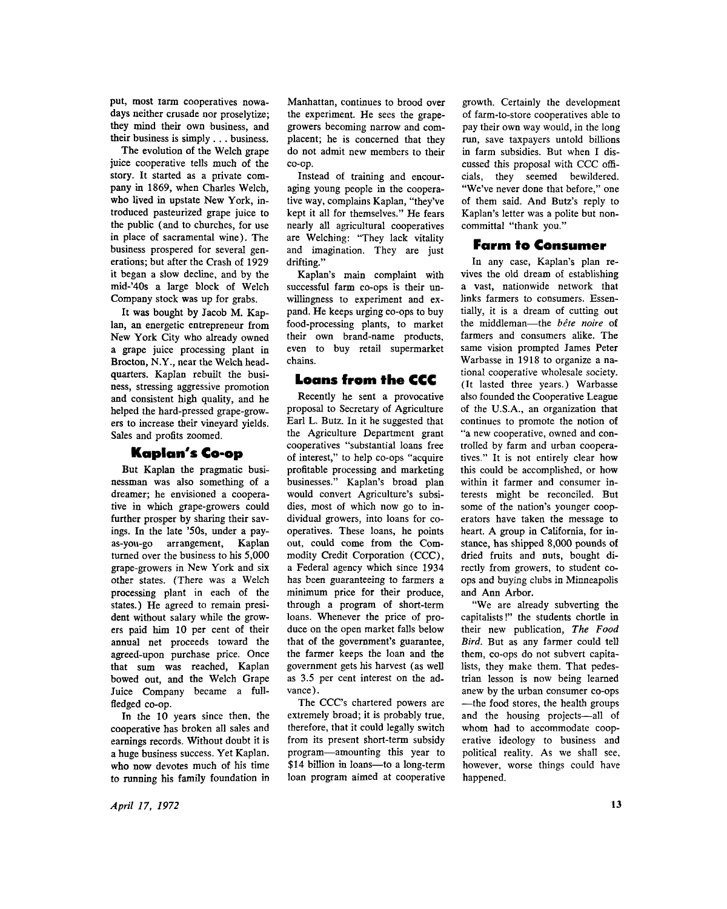put, most farm cooperatives nowadays neither crusade nor proselytize; they mind their own business, and their business is simply . . . business.

The evolution of the Welch grape juice cooperative tells much of the story. It started as a private company in 1869, when Charles Welch, who lived in upstate New York, introduced pasteurized grape juice to the public (and to churches, for use in place of sacramental wine). The business prospered for several generations; but after the Crash of 1929 it began a slow decline, and by the mid-'40s a large block of Welch Company stock was up for grabs.

It was bought by Jacob M. Kaplan, an energetic entrepreneur from New York City who already owned a grape juice processing plant in Brocton, N.Y., near the Welch headquarters. Kaplan rebuilt the business, stressing aggressive promotion and consistent high quality, and he helped the hard-pressed grape-growers to increase their vineyard yields. Sales and profits zoomed.

## Kaplan's Co-op

But Kaplan the pragmatic businessman was also something of a dreamer; he envisioned a cooperative in which grape-growers could further prosper by sharing their savings. In the late '50s, under a pay-as-you-go arrangement, Kaplan turned over the business to his 5,000 grape-growers in New York and six other states. (There was a Welch processing plant in each of the states.) He agreed to remain president without salary while the growers paid him 10 per cent of their annual net proceeds toward the agreed-upon purchase price. Once that sum was reached, Kaplan bowed out, and the Welch Grape Juice Company became a full-fledged co-op.

In the 10 years since then, the cooperative has broken all sales and earnings records. Without doubt it is a huge business success. Yet Kaplan, who now devotes much of his time to running his family foundation in Manhattan, continues to brood over the experiment. He sees the grape-growers becoming narrow and complacent; he is concerned that they do not admit new members to their co-op.

Instead of training and encouraging young people in the cooperative way, complains Kaplan, "they've kept it all for themselves." He fears nearly all agricultural cooperatives are Welching: "They lack vitality and imagination. They are just drifting."

Kaplan's main complaint with successful farm co-ops is their unwillingness to experiment and expand. He keeps urging co-ops to buy food-processing plants, to market their own brand-name products, even to buy retail supermarket chains.

## Loans from the CCC

Recently he sent a provocative proposal to Secretary of Agriculture Earl L. Butz. In it he suggested that the Agriculture Department grant cooperatives "substantial loans free of interest," to help co-ops "acquire profitable processing and marketing businesses." Kaplan's broad plan would convert Agriculture's subsidies, most of which now go to individual growers, into loans for cooperatives. These loans, he points out, could come from the Commodity Credit Corporation (CCC), a Federal agency which since 1934 has been guaranteeing to farmers a minimum price for their produce, through a program of short-term loans. Whenever the price of produce on the open market falls below that of the government's guarantee, the farmer keeps the loan and the government gets his harvest (as well as 3.5 per cent interest on the advance).

The CCC's chartered powers are extremely broad; it is probably true, therefore, that it could legally switch from its present short-term subsidy program—amounting this year to $14 billion in loans—to a long-term loan program aimed at cooperative growth. Certainly the development of farm-to-store cooperatives able to pay their own way would, in the long run, save taxpayers untold billions in farm subsidies. But when I discussed this proposal with CCC officials, they seemed bewildered. "We've never done that before," one of them said. And Butz's reply to Kaplan's letter was a polite but noncommittal "thank you."

## Farm to Consumer

In any case, Kaplan's plan revives the old dream of establishing a vast, nationwide network that links farmers to consumers. Essentially, it is a dream of cutting out the middleman—the *bête noire* of farmers and consumers alike. The same vision prompted James Peter Warbasse in 1918 to organize a national cooperative wholesale society. (It lasted three years.) Warbasse also founded the Cooperative League of the U.S.A., an organization that continues to promote the notion of "a new cooperative, owned and controlled by farm and urban cooperatives." It is not entirely clear how this could be accomplished, or how within it farmer and consumer interests might be reconciled. But some of the nation's younger cooperators have taken the message to heart. A group in California, for instance, has shipped 8,000 pounds of dried fruits and nuts, bought directly from growers, to student co-ops and buying clubs in Minneapolis and Ann Arbor.

"We are already subverting the capitalists!" the students chortle in their new publication, *The Food Bird*. But as any farmer could tell them, co-ops do not subvert capitalists, they make them. That pedestrian lesson is now being learned anew by the urban consumer co-ops—the food stores, the health groups and the housing projects—all of whom had to accommodate cooperative ideology to business and political reality. As we shall see, however, worse things could have happened.